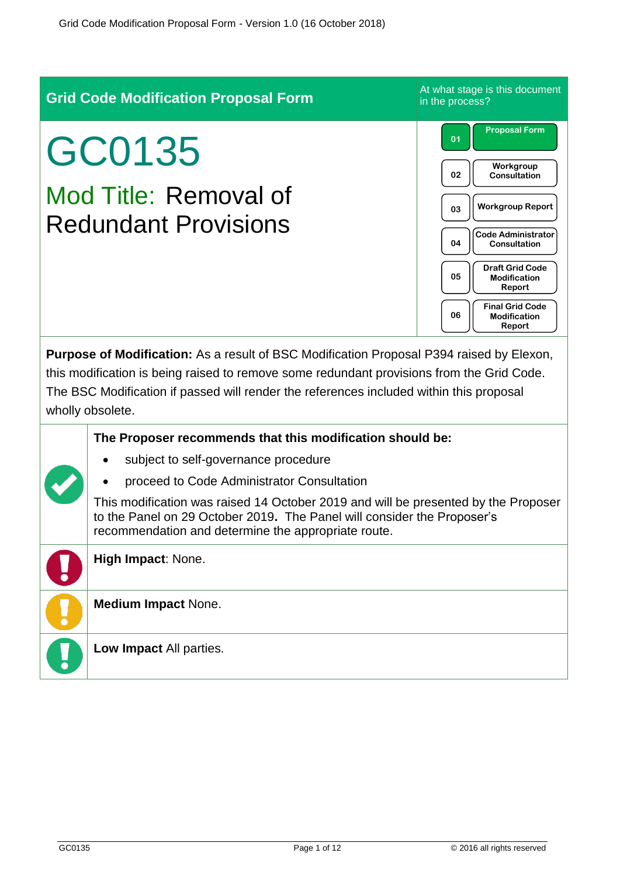## Grid Code Modification Proposal Form

At what stage is this document in the process?

| | |
|---|---|
| 01 | Proposal Form |
| 02 | Workgroup Consultation |
| 03 | Workgroup Report |
| 04 | Code Administrator Consultation |
| 05 | Draft Grid Code Modification Report |
| 06 | Final Grid Code Modification Report |

# GC0135

## Mod Title: Removal of Redundant Provisions

**Purpose of Modification:** As a result of BSC Modification Proposal P394 raised by Elexon, this modification is being raised to remove some redundant provisions from the Grid Code. The BSC Modification if passed will render the references included within this proposal wholly obsolete.

**The Proposer recommends that this modification should be:**

- subject to self-governance procedure
- proceed to Code Administrator Consultation

This modification was raised 14 October 2019 and will be presented by the Proposer to the Panel on 29 October 2019**.** The Panel will consider the Proposer's recommendation and determine the appropriate route.

**High Impact**: None.

**Medium Impact** None.

**Low Impact** All parties.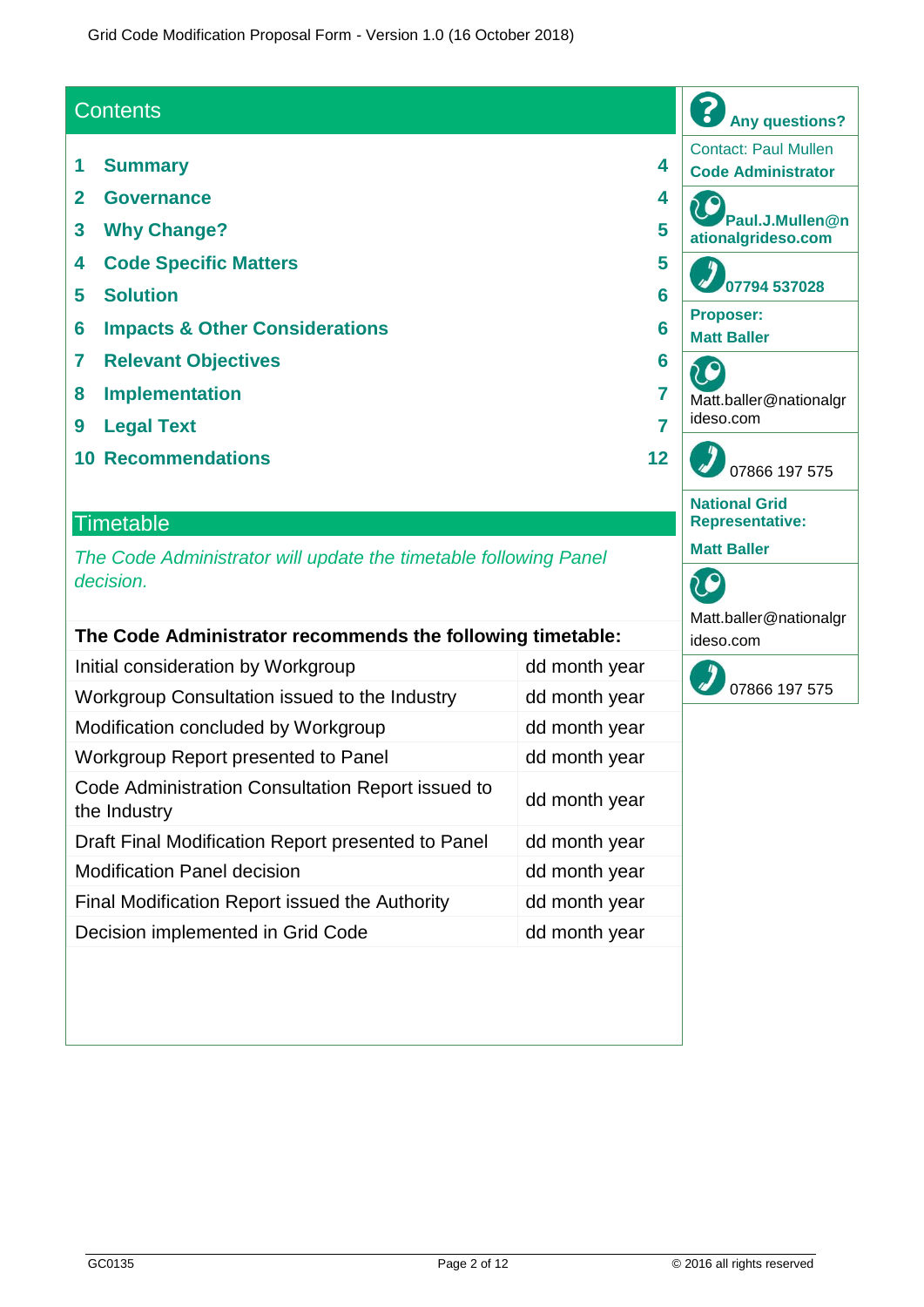## Contents

1 **Summary** 4
2 **Governance** 4
3 **Why Change?** 5
4 **Code Specific Matters** 5
5 **Solution** 6
6 **Impacts & Other Considerations** 6
7 **Relevant Objectives** 6
8 **Implementation** 7
9 **Legal Text** 7
10 **Recommendations** 12

## Timetable

*The Code Administrator will update the timetable following Panel decision.*

| The Code Administrator recommends the following timetable: | |
|---|---|
| Initial consideration by Workgroup | dd month year |
| Workgroup Consultation issued to the Industry | dd month year |
| Modification concluded by Workgroup | dd month year |
| Workgroup Report presented to Panel | dd month year |
| Code Administration Consultation Report issued to the Industry | dd month year |
| Draft Final Modification Report presented to Panel | dd month year |
| Modification Panel decision | dd month year |
| Final Modification Report issued the Authority | dd month year |
| Decision implemented in Grid Code | dd month year |

**Any questions?**

Contact: Paul Mullen

**Code Administrator**

**Paul.J.Mullen@nationalgrideso.com**

**07794 537028**

**Proposer:**
**Matt Baller**

Matt.baller@nationalgrideso.com

07866 197 575

**National Grid Representative:**

**Matt Baller**

Matt.baller@nationalgrideso.com

07866 197 575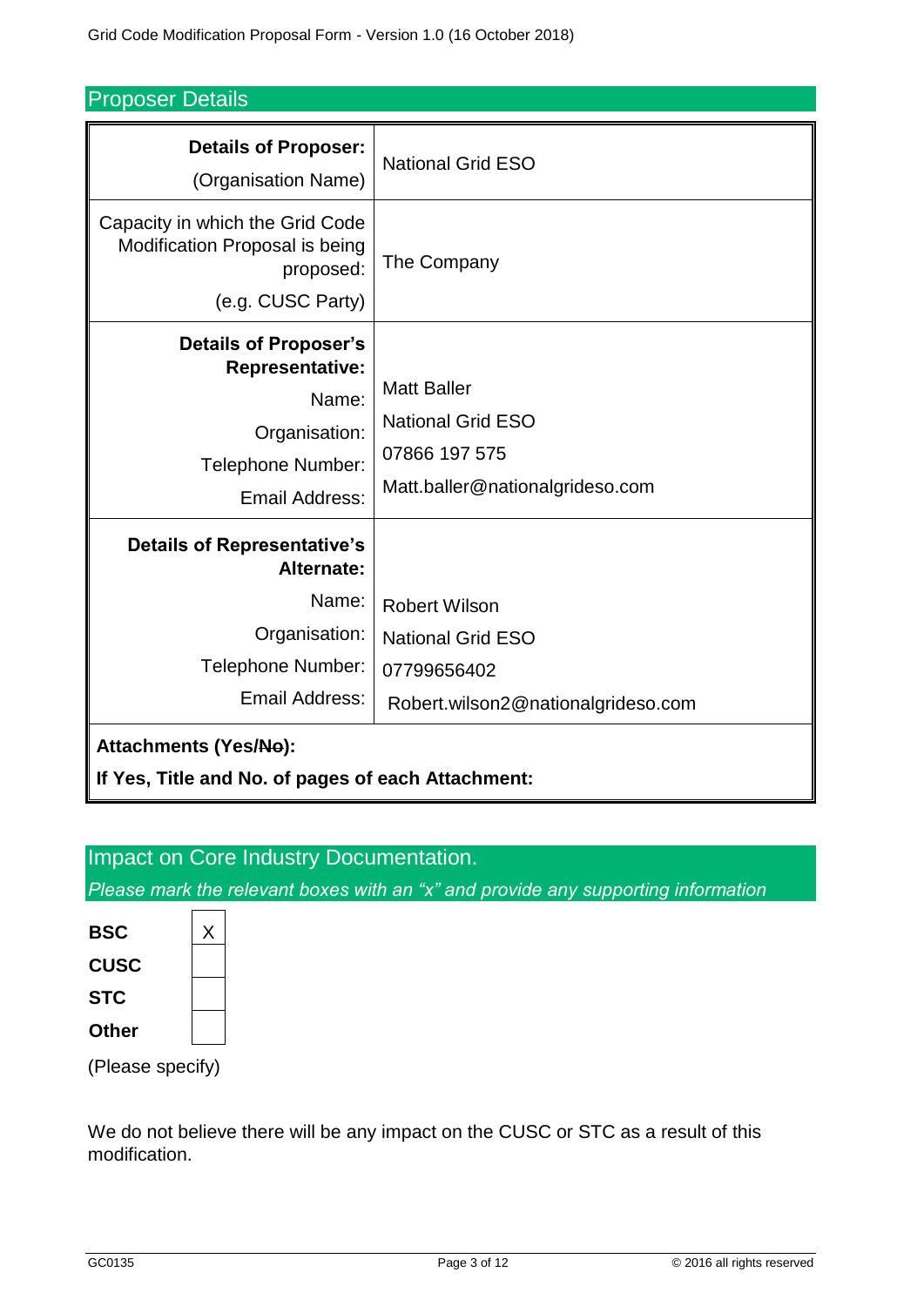## Proposer Details

| | |
|---|---|
| **Details of Proposer:** (Organisation Name) | National Grid ESO |
| Capacity in which the Grid Code Modification Proposal is being proposed: (e.g. CUSC Party) | The Company |
| **Details of Proposer's Representative:** Name: Organisation: Telephone Number: Email Address: | Matt Baller National Grid ESO 07866 197 575 Matt.baller@nationalgrideso.com |
| **Details of Representative's Alternate:** Name: Organisation: Telephone Number: Email Address: | Robert Wilson National Grid ESO 07799656402 Robert.wilson2@nationalgrideso.com |
| **Attachments (Yes/~~No~~):** **If Yes, Title and No. of pages of each Attachment:** | |

## Impact on Core Industry Documentation.

*Please mark the relevant boxes with an "x" and provide any supporting information*

| | |
|---|---|
| **BSC** | X |
| **CUSC** | |
| **STC** | |
| **Other** | |

(Please specify)

We do not believe there will be any impact on the CUSC or STC as a result of this modification.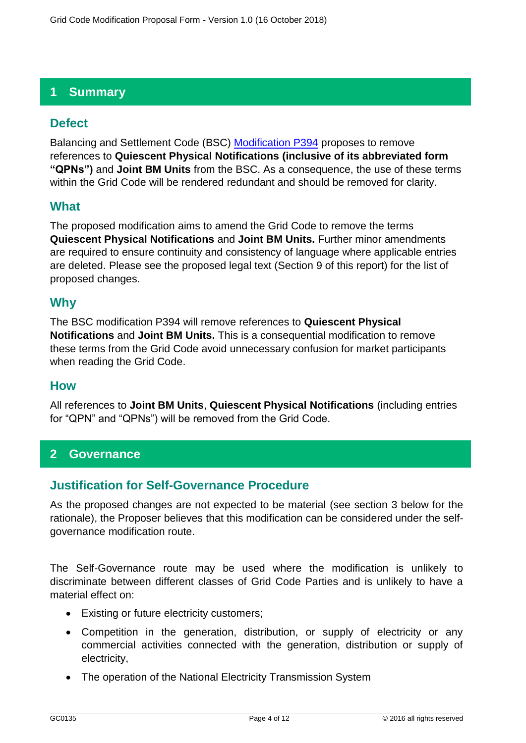## 1 Summary

### Defect

Balancing and Settlement Code (BSC) Modification P394 proposes to remove references to **Quiescent Physical Notifications (inclusive of its abbreviated form "QPNs")** and **Joint BM Units** from the BSC. As a consequence, the use of these terms within the Grid Code will be rendered redundant and should be removed for clarity.

### What

The proposed modification aims to amend the Grid Code to remove the terms **Quiescent Physical Notifications** and **Joint BM Units.** Further minor amendments are required to ensure continuity and consistency of language where applicable entries are deleted. Please see the proposed legal text (Section 9 of this report) for the list of proposed changes.

### Why

The BSC modification P394 will remove references to **Quiescent Physical Notifications** and **Joint BM Units.** This is a consequential modification to remove these terms from the Grid Code avoid unnecessary confusion for market participants when reading the Grid Code.

### How

All references to **Joint BM Units**, **Quiescent Physical Notifications** (including entries for "QPN" and "QPNs") will be removed from the Grid Code.

## 2 Governance

### Justification for Self-Governance Procedure

As the proposed changes are not expected to be material (see section 3 below for the rationale), the Proposer believes that this modification can be considered under the self-governance modification route.

The Self-Governance route may be used where the modification is unlikely to discriminate between different classes of Grid Code Parties and is unlikely to have a material effect on:

- Existing or future electricity customers;
- Competition in the generation, distribution, or supply of electricity or any commercial activities connected with the generation, distribution or supply of electricity,
- The operation of the National Electricity Transmission System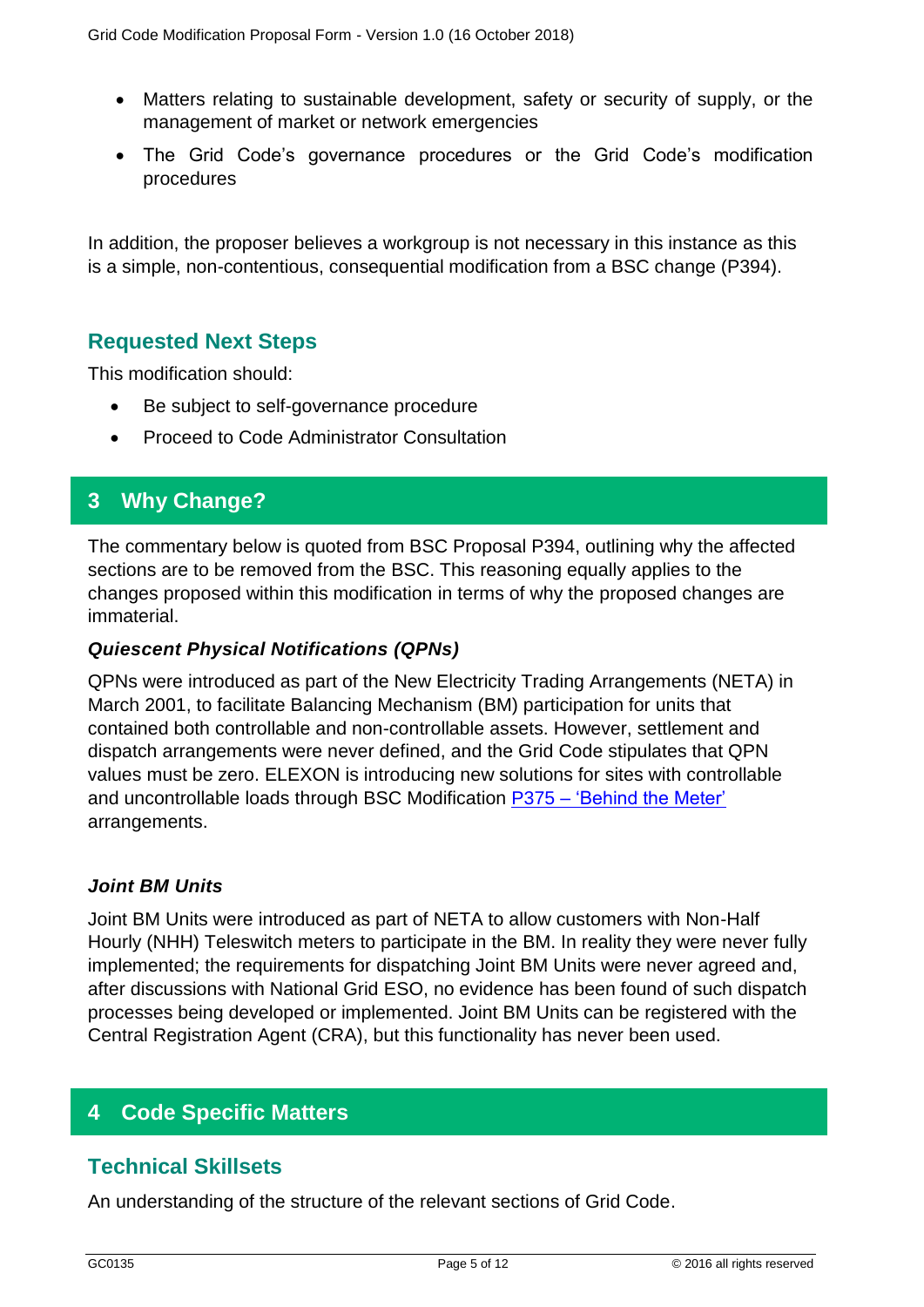- Matters relating to sustainable development, safety or security of supply, or the management of market or network emergencies
- The Grid Code's governance procedures or the Grid Code's modification procedures

In addition, the proposer believes a workgroup is not necessary in this instance as this is a simple, non-contentious, consequential modification from a BSC change (P394).

## Requested Next Steps

This modification should:

- Be subject to self-governance procedure
- Proceed to Code Administrator Consultation

# 3 Why Change?

The commentary below is quoted from BSC Proposal P394, outlining why the affected sections are to be removed from the BSC. This reasoning equally applies to the changes proposed within this modification in terms of why the proposed changes are immaterial.

### *Quiescent Physical Notifications (QPNs)*

QPNs were introduced as part of the New Electricity Trading Arrangements (NETA) in March 2001, to facilitate Balancing Mechanism (BM) participation for units that contained both controllable and non-controllable assets. However, settlement and dispatch arrangements were never defined, and the Grid Code stipulates that QPN values must be zero. ELEXON is introducing new solutions for sites with controllable and uncontrollable loads through BSC Modification P375 – 'Behind the Meter' arrangements.

### *Joint BM Units*

Joint BM Units were introduced as part of NETA to allow customers with Non-Half Hourly (NHH) Teleswitch meters to participate in the BM. In reality they were never fully implemented; the requirements for dispatching Joint BM Units were never agreed and, after discussions with National Grid ESO, no evidence has been found of such dispatch processes being developed or implemented. Joint BM Units can be registered with the Central Registration Agent (CRA), but this functionality has never been used.

# 4 Code Specific Matters

## Technical Skillsets

An understanding of the structure of the relevant sections of Grid Code.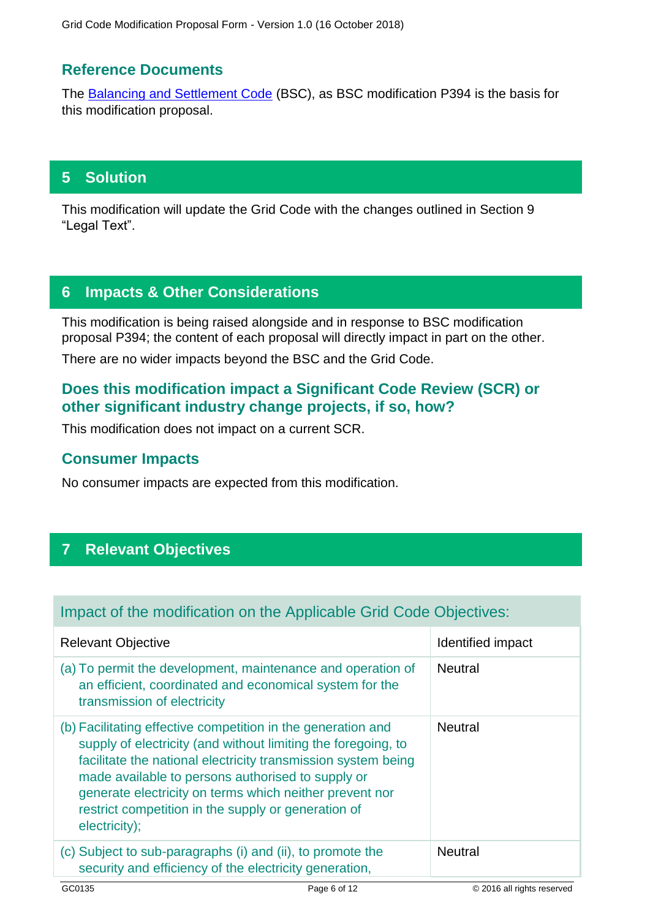### Reference Documents

The Balancing and Settlement Code (BSC), as BSC modification P394 is the basis for this modification proposal.

## 5 Solution

This modification will update the Grid Code with the changes outlined in Section 9 "Legal Text".

## 6 Impacts & Other Considerations

This modification is being raised alongside and in response to BSC modification proposal P394; the content of each proposal will directly impact in part on the other.

There are no wider impacts beyond the BSC and the Grid Code.

### Does this modification impact a Significant Code Review (SCR) or other significant industry change projects, if so, how?

This modification does not impact on a current SCR.

### Consumer Impacts

No consumer impacts are expected from this modification.

## 7 Relevant Objectives

**Impact of the modification on the Applicable Grid Code Objectives:**

| Relevant Objective | Identified impact |
|---|---|
| (a) To permit the development, maintenance and operation of an efficient, coordinated and economical system for the transmission of electricity | Neutral |
| (b) Facilitating effective competition in the generation and supply of electricity (and without limiting the foregoing, to facilitate the national electricity transmission system being made available to persons authorised to supply or generate electricity on terms which neither prevent nor restrict competition in the supply or generation of electricity); | Neutral |
| (c) Subject to sub-paragraphs (i) and (ii), to promote the security and efficiency of the electricity generation, | Neutral |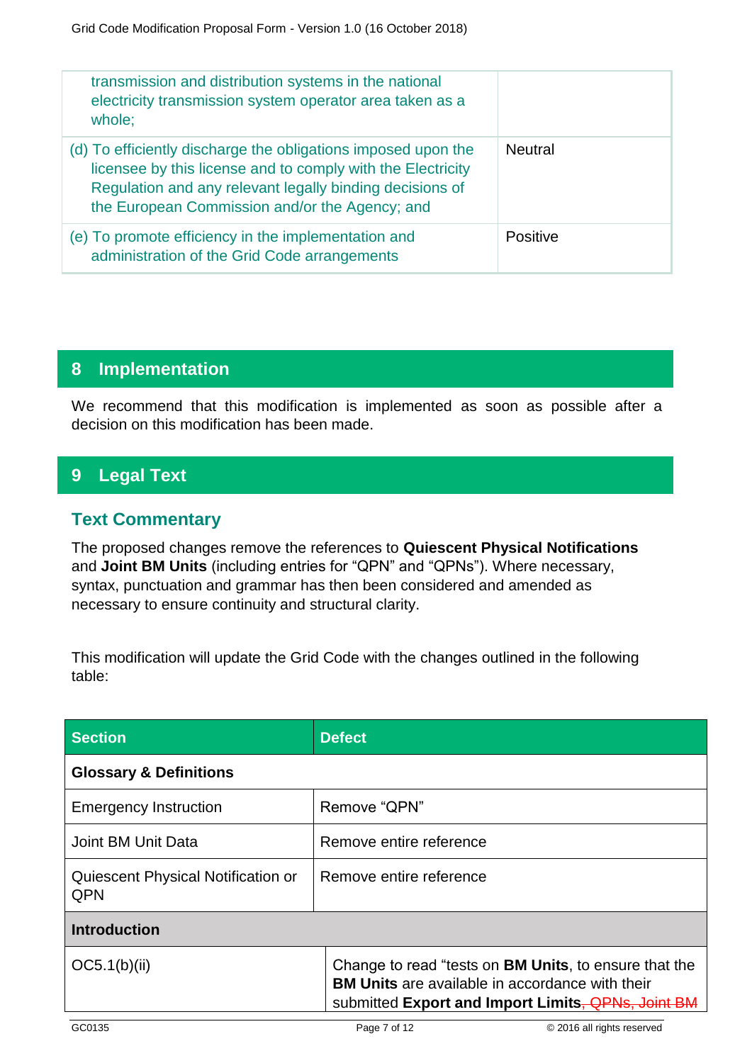| | |
|---|---|
| transmission and distribution systems in the national electricity transmission system operator area taken as a whole; | |
| (d) To efficiently discharge the obligations imposed upon the licensee by this license and to comply with the Electricity Regulation and any relevant legally binding decisions of the European Commission and/or the Agency; and | Neutral |
| (e) To promote efficiency in the implementation and administration of the Grid Code arrangements | Positive |

## 8 Implementation

We recommend that this modification is implemented as soon as possible after a decision on this modification has been made.

## 9 Legal Text

### Text Commentary

The proposed changes remove the references to **Quiescent Physical Notifications** and **Joint BM Units** (including entries for "QPN" and "QPNs"). Where necessary, syntax, punctuation and grammar has then been considered and amended as necessary to ensure continuity and structural clarity.

This modification will update the Grid Code with the changes outlined in the following table:

| Section | Defect |
|---|---|
| **Glossary & Definitions** | |
| Emergency Instruction | Remove "QPN" |
| Joint BM Unit Data | Remove entire reference |
| Quiescent Physical Notification or QPN | Remove entire reference |
| **Introduction** | |
| OC5.1(b)(ii) | Change to read "tests on **BM Units**, to ensure that the **BM Units** are available in accordance with their submitted **Export and Import Limits**~~, QPNs, Joint BM~~ |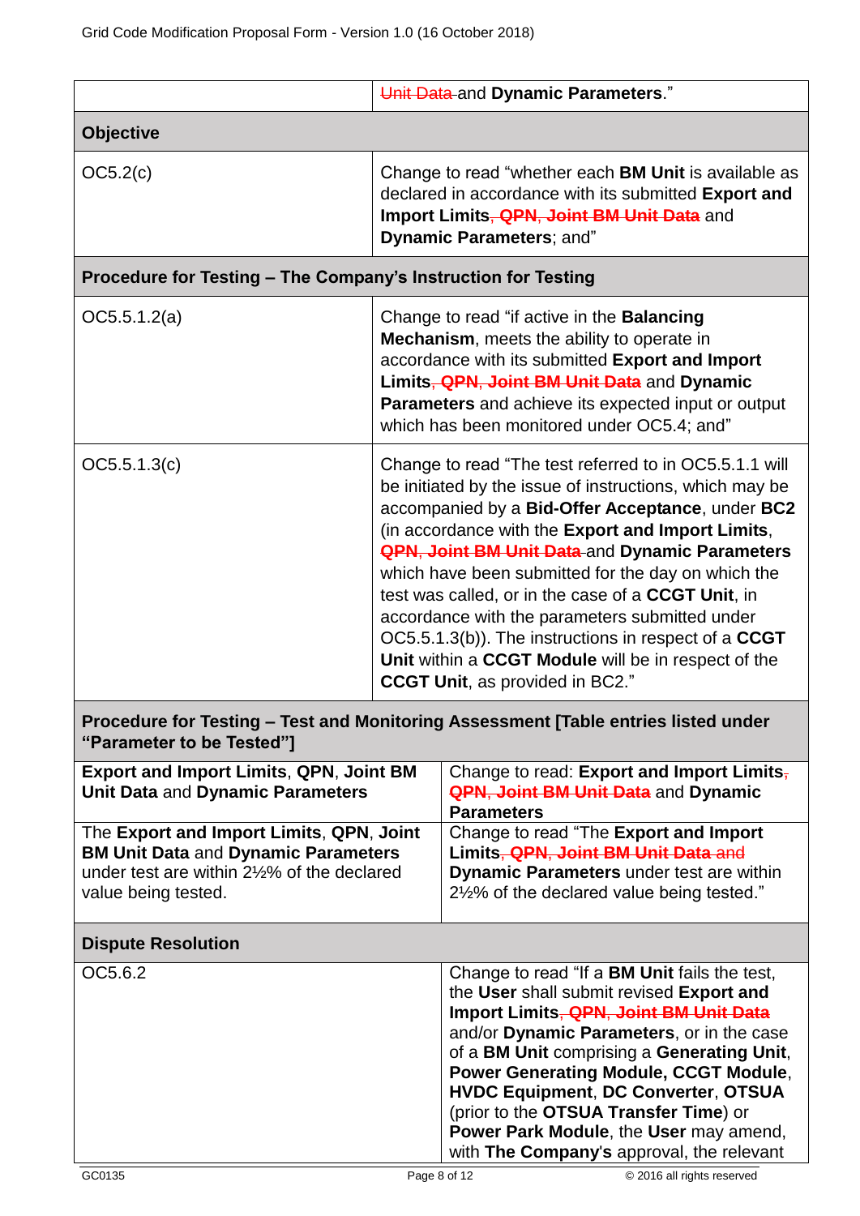| | |
|---|---|
| | ~~Unit Data~~ and **Dynamic Parameters**." |
| **Objective** | |
| OC5.2(c) | Change to read "whether each **BM Unit** is available as declared in accordance with its submitted **Export and Import Limits**~~, QPN, Joint BM Unit Data~~ and **Dynamic Parameters**; and" |
| **Procedure for Testing – The Company's Instruction for Testing** | |
| OC5.5.1.2(a) | Change to read "if active in the **Balancing Mechanism**, meets the ability to operate in accordance with its submitted **Export and Import Limits**~~, QPN, Joint BM Unit Data~~ and **Dynamic Parameters** and achieve its expected input or output which has been monitored under OC5.4; and" |
| OC5.5.1.3(c) | Change to read "The test referred to in OC5.5.1.1 will be initiated by the issue of instructions, which may be accompanied by a **Bid-Offer Acceptance**, under **BC2** (in accordance with the **Export and Import Limits**, ~~QPN, Joint BM Unit Data~~ and **Dynamic Parameters** which have been submitted for the day on which the test was called, or in the case of a **CCGT Unit**, in accordance with the parameters submitted under OC5.5.1.3(b)). The instructions in respect of a **CCGT Unit** within a **CCGT Module** will be in respect of the **CCGT Unit**, as provided in BC2." |
| **Procedure for Testing – Test and Monitoring Assessment [Table entries listed under "Parameter to be Tested"]** | |
| **Export and Import Limits**, **QPN**, **Joint BM Unit Data** and **Dynamic Parameters** | Change to read: **Export and Import Limits**~~,~~ ~~QPN, Joint BM Unit Data~~ and **Dynamic Parameters** |
| The **Export and Import Limits**, **QPN**, **Joint BM Unit Data** and **Dynamic Parameters** under test are within 2½% of the declared value being tested. | Change to read "The **Export and Import Limits**~~, QPN, Joint BM Unit Data and~~ **Dynamic Parameters** under test are within 2½% of the declared value being tested." |
| **Dispute Resolution** | |
| OC5.6.2 | Change to read "If a **BM Unit** fails the test, the **User** shall submit revised **Export and Import Limits**~~, QPN, Joint BM Unit Data~~ and/or **Dynamic Parameters**, or in the case of a **BM Unit** comprising a **Generating Unit**, **Power Generating Module, CCGT Module**, **HVDC Equipment**, **DC Converter**, **OTSUA** (prior to the **OTSUA Transfer Time**) or **Power Park Module**, the **User** may amend, with **The Company's** approval, the relevant |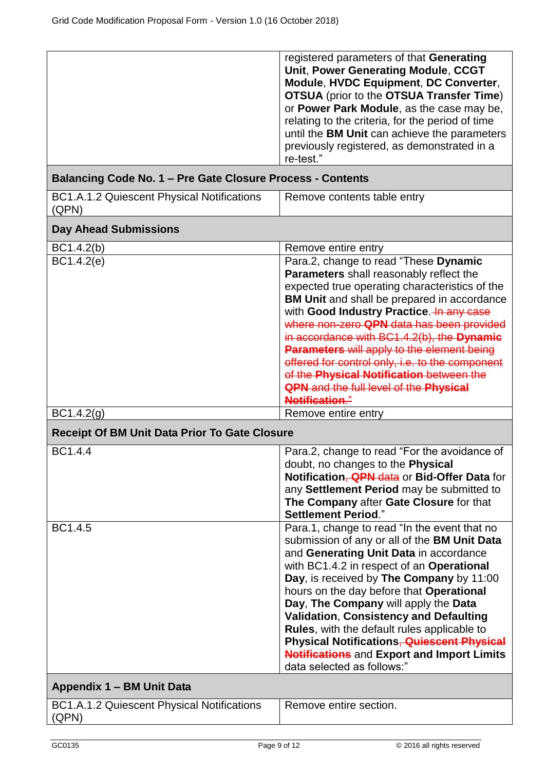| | |
|---|---|
| | registered parameters of that **Generating Unit**, **Power Generating Module**, **CCGT Module**, **HVDC Equipment**, **DC Converter**, **OTSUA** (prior to the **OTSUA Transfer Time**) or **Power Park Module**, as the case may be, relating to the criteria, for the period of time until the **BM Unit** can achieve the parameters previously registered, as demonstrated in a re-test." |
| **Balancing Code No. 1 – Pre Gate Closure Process - Contents** | |
| BC1.A.1.2 Quiescent Physical Notifications (QPN) | Remove contents table entry |
| **Day Ahead Submissions** | |
| BC1.4.2(b) | Remove entire entry |
| BC1.4.2(e) | Para.2, change to read "These **Dynamic Parameters** shall reasonably reflect the expected true operating characteristics of the **BM Unit** and shall be prepared in accordance with **Good Industry Practice**. ~~In any case where non-zero **QPN** data has been provided in accordance with BC1.4.2(b), the **Dynamic Parameters** will apply to the element being offered for control only, i.e. to the component of the **Physical Notification** between the **QPN** and the full level of the **Physical Notification**.~~" |
| BC1.4.2(g) | Remove entire entry |
| **Receipt Of BM Unit Data Prior To Gate Closure** | |
| BC1.4.4 | Para.2, change to read "For the avoidance of doubt, no changes to the **Physical Notification**~~, **QPN** data~~ or **Bid-Offer Data** for any **Settlement Period** may be submitted to **The Company** after **Gate Closure** for that **Settlement Period**." |
| BC1.4.5 | Para.1, change to read "In the event that no submission of any or all of the **BM Unit Data** and **Generating Unit Data** in accordance with BC1.4.2 in respect of an **Operational Day**, is received by **The Company** by 11:00 hours on the day before that **Operational Day**, **The Company** will apply the **Data Validation**, **Consistency and Defaulting Rules**, with the default rules applicable to **Physical Notifications**~~, **Quiescent Physical Notifications**~~ and **Export and Import Limits** data selected as follows:" |
| **Appendix 1 – BM Unit Data** | |
| BC1.A.1.2 Quiescent Physical Notifications (QPN) | Remove entire section. |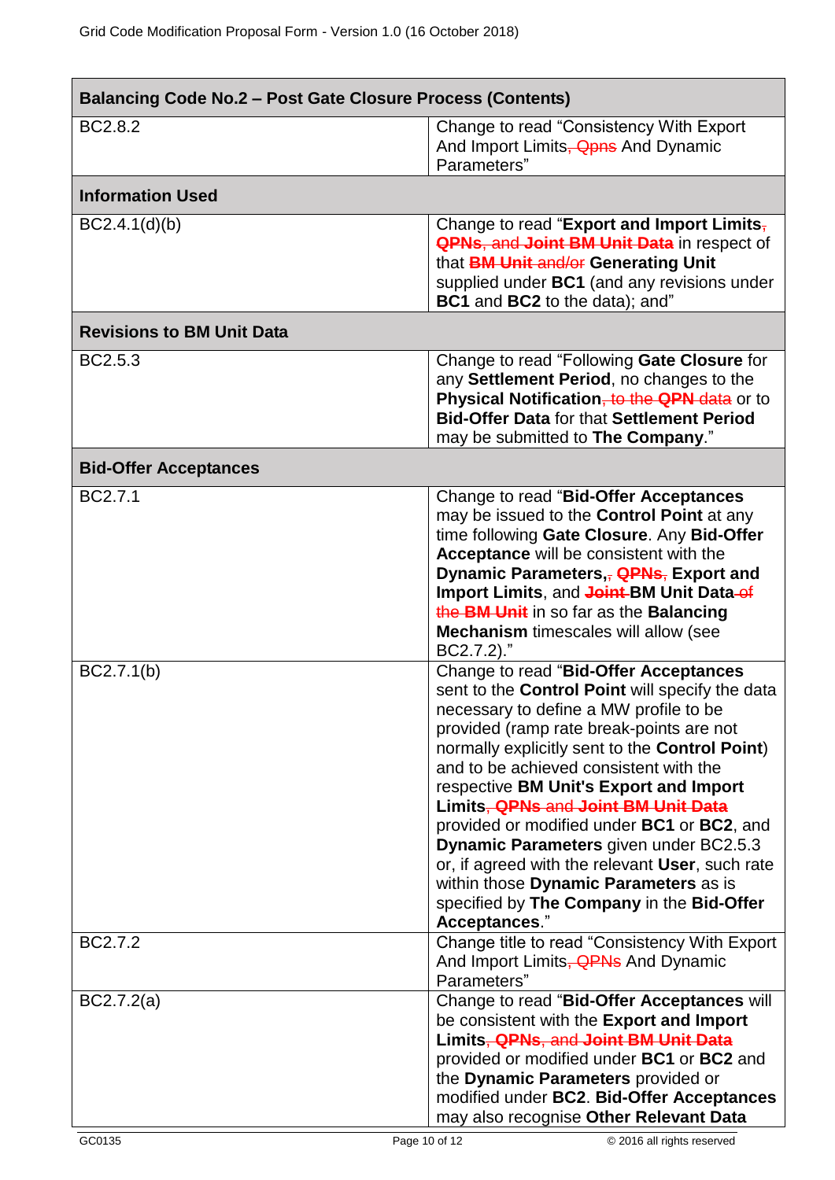| Balancing Code No.2 – Post Gate Closure Process (Contents) | |
|---|---|
| BC2.8.2 | Change to read "Consistency With Export And Import Limits~~, Qpns~~ And Dynamic Parameters" |
| **Information Used** | |
| BC2.4.1(d)(b) | Change to read "**Export and Import Limits**~~,~~ ~~**QPNs**, and **Joint BM Unit Data**~~ in respect of that ~~**BM Unit** and/or~~ **Generating Unit** supplied under **BC1** (and any revisions under **BC1** and **BC2** to the data); and" |
| **Revisions to BM Unit Data** | |
| BC2.5.3 | Change to read "Following **Gate Closure** for any **Settlement Period**, no changes to the **Physical Notification**~~, to the **QPN** data~~ or to **Bid-Offer Data** for that **Settlement Period** may be submitted to **The Company**." |
| **Bid-Offer Acceptances** | |
| BC2.7.1 | Change to read "**Bid-Offer Acceptances** may be issued to the **Control Point** at any time following **Gate Closure**. Any **Bid-Offer Acceptance** will be consistent with the **Dynamic Parameters**,~~,~~ ~~**QPNs**,~~ **Export and Import Limits**, and ~~**Joint**~~ **BM Unit Data** ~~of the **BM Unit**~~ in so far as the **Balancing Mechanism** timescales will allow (see BC2.7.2)." |
| BC2.7.1(b) | Change to read "**Bid-Offer Acceptances** sent to the **Control Point** will specify the data necessary to define a MW profile to be provided (ramp rate break-points are not normally explicitly sent to the **Control Point**) and to be achieved consistent with the respective **BM Unit's Export and Import Limits**~~, **QPNs** and **Joint BM Unit Data**~~ provided or modified under **BC1** or **BC2**, and **Dynamic Parameters** given under BC2.5.3 or, if agreed with the relevant **User**, such rate within those **Dynamic Parameters** as is specified by **The Company** in the **Bid-Offer Acceptances**." |
| BC2.7.2 | Change title to read "Consistency With Export And Import Limits~~, QPNs~~ And Dynamic Parameters" |
| BC2.7.2(a) | Change to read "**Bid-Offer Acceptances** will be consistent with the **Export and Import Limits**~~, **QPNs**, and **Joint BM Unit Data**~~ provided or modified under **BC1** or **BC2** and the **Dynamic Parameters** provided or modified under **BC2**. **Bid-Offer Acceptances** may also recognise **Other Relevant Data** |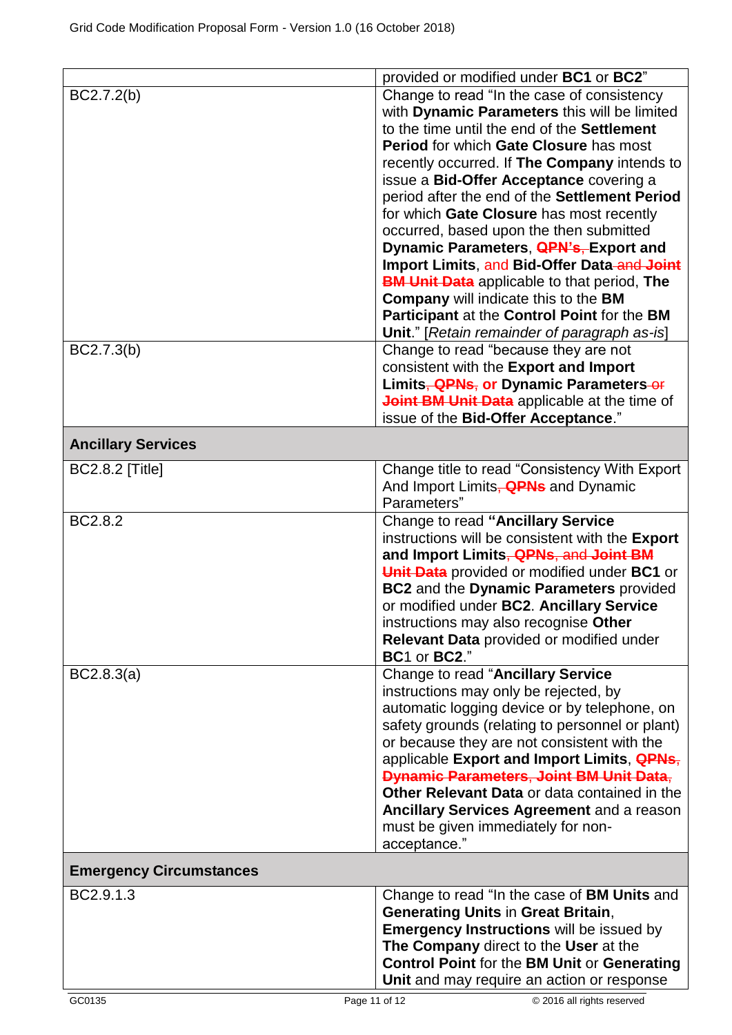| | |
|---|---|
| | provided or modified under **BC1** or **BC2**" |
| BC2.7.2(b) | Change to read "In the case of consistency with **Dynamic Parameters** this will be limited to the time until the end of the **Settlement Period** for which **Gate Closure** has most recently occurred. If **The Company** intends to issue a **Bid-Offer Acceptance** covering a period after the end of the **Settlement Period** for which **Gate Closure** has most recently occurred, based upon the then submitted **Dynamic Parameters**, ~~**QPN's**,~~ **Export and Import Limits**, and **Bid-Offer Data** ~~and **Joint BM Unit Data**~~ applicable to that period, **The Company** will indicate this to the **BM Participant** at the **Control Point** for the **BM Unit**." [*Retain remainder of paragraph as-is*] |
| BC2.7.3(b) | Change to read "because they are not consistent with the **Export and Import Limits**, ~~**QPNs**,~~ or **Dynamic Parameters** ~~or **Joint BM Unit Data**~~ applicable at the time of issue of the **Bid-Offer Acceptance**." |
| **Ancillary Services** | |
| BC2.8.2 [Title] | Change title to read "Consistency With Export And Import Limits~~, **QPNs**~~ and Dynamic Parameters" |
| BC2.8.2 | Change to read **"Ancillary Service** instructions will be consistent with the **Export and Import Limits**~~, **QPNs**, and **Joint BM Unit Data**~~ provided or modified under **BC1** or **BC2** and the **Dynamic Parameters** provided or modified under **BC2**. **Ancillary Service** instructions may also recognise **Other Relevant Data** provided or modified under **BC**1 or **BC2**." |
| BC2.8.3(a) | Change to read "**Ancillary Service** instructions may only be rejected, by automatic logging device or by telephone, on safety grounds (relating to personnel or plant) or because they are not consistent with the applicable **Export and Import Limits**, ~~**QPNs**, **Dynamic Parameters**, **Joint BM Unit Data**,~~ **Other Relevant Data** or data contained in the **Ancillary Services Agreement** and a reason must be given immediately for non-acceptance." |
| **Emergency Circumstances** | |
| BC2.9.1.3 | Change to read "In the case of **BM Units** and **Generating Units** in **Great Britain**, **Emergency Instructions** will be issued by **The Company** direct to the **User** at the **Control Point** for the **BM Unit** or **Generating Unit** and may require an action or response |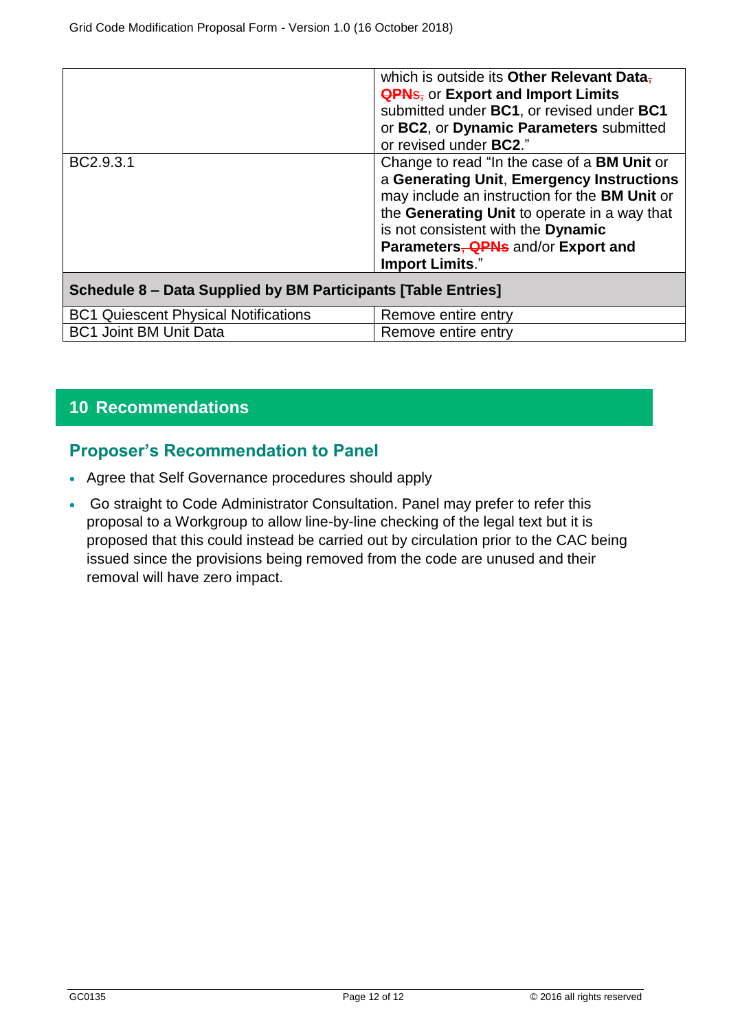| | |
|---|---|
| | which is outside its **Other Relevant Data**~~,~~ ~~**QPNs**~~~~,~~ or **Export and Import Limits** submitted under **BC1**, or revised under **BC1** or **BC2**, or **Dynamic Parameters** submitted or revised under **BC2**." |
| BC2.9.3.1 | Change to read "In the case of a **BM Unit** or a **Generating Unit**, **Emergency Instructions** may include an instruction for the **BM Unit** or the **Generating Unit** to operate in a way that is not consistent with the **Dynamic Parameters**~~,~~ ~~**QPNs**~~ and/or **Export and Import Limits**." |
| **Schedule 8 – Data Supplied by BM Participants [Table Entries]** | |
| BC1 Quiescent Physical Notifications | Remove entire entry |
| BC1 Joint BM Unit Data | Remove entire entry |

## 10 Recommendations

### Proposer's Recommendation to Panel

- Agree that Self Governance procedures should apply
- Go straight to Code Administrator Consultation. Panel may prefer to refer this proposal to a Workgroup to allow line-by-line checking of the legal text but it is proposed that this could instead be carried out by circulation prior to the CAC being issued since the provisions being removed from the code are unused and their removal will have zero impact.